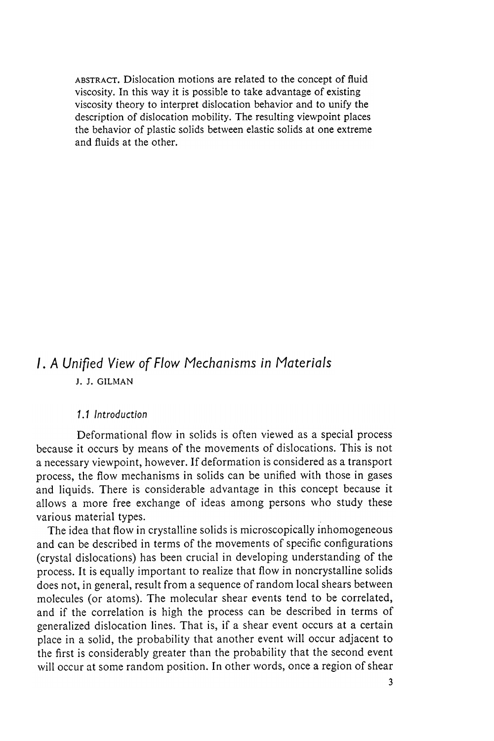ABSTRACT. Dislocation motions are related to the concept of fluid viscosity. In this way it is possible to take advantage of existing viscosity theory to interpret dislocation behavior and to unify the description of dislocation mobility. The resulting viewpoint places the behavior of plastic solids between elastic solids at one extreme and fluids at the other.

# *1. A Unified View of Flow Mechanisms in Materials*

J. J. GILMAN

## *1.1 Introduction*

Deformational flow in solids is often viewed as a special process because it occurs by means of the movements of dislocations. This is not a necessary viewpoint, however. If deformation is considered as a transport process, the flow mechanisms in solids can be unified with those in gases and liquids. There is considerable advantage in this concept because it allows a more free exchange of ideas among persons who study these various material types.

The idea that flow in crystalline solids is microscopically inhomogeneous and can be described in terms of the movements of specific configurations (crystal dislocations) has been crucial in developing understanding of the process. It is equally important to realize that flow in noncrystalline solids does not, in general, result from a sequence of random local shears between molecules (or atoms). The molecular shear events tend to be correlated, and if the correlation is high the process can be described in terms of generalized dislocation lines. That is, if a shear event occurs at a certain place in a solid, the probability that another event will occur adjacent to the first is considerably greater than the probability that the second event will occur at some random position. In other words, once a region of shear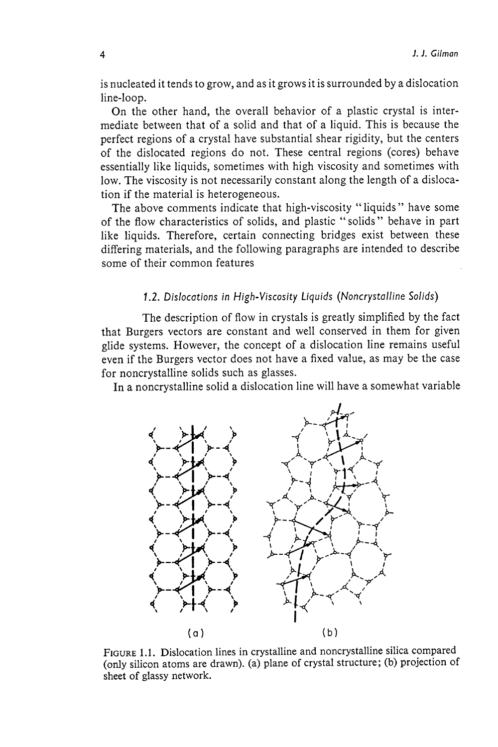is nucleated it tends to grow, and as it grows it is surrounded by a dislocation line-loop.

On the other hand, the overall behavior of a plastic crystal is intermediate between that of a solid and that of a liquid. This is because the perfect regions of a crystal have substantial shear rigidity, but the centers of the dislocated regions do not. These central regions (cores) behave essentially like liquids, sometimes with high viscosity and sometimes with low. The viscosity is not necessarily constant along the length of a dislocation if the material is heterogeneous.

The above comments indicate that high-viscosity "liquids" have some of the flow characteristics of solids, and plastic "solids" behave in part like liquids. Therefore, certain connecting bridges exist between these differing materials, and the following paragraphs are intended to describe some of their common features

### *1.2. Dislocations in High-Viscosity Liquids (Noncrystalline Solids)*

The description of flow in crystals is greatly simplified by the fact that Burgers vectors are constant and well conserved in them for given glide systems. However, the concept of a dislocation line remains useful even if the Burgers vector does not have a fixed value, as may be the case for noncrystalline solids such as glasses.

In a noncrystalline solid a dislocation line will have a somewhat variable

FIGURE 1.1. Dislocation lines in crystalline and noncrystalline silica compared (only silicon atoms are drawn). (a) plane of crystal structure; (b) projection of sheet of glassy network.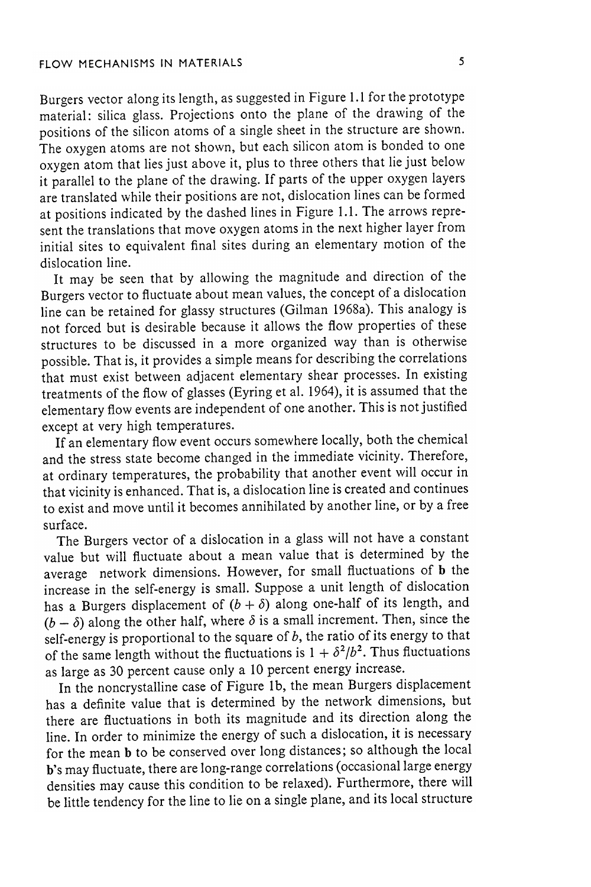Burgers vector along its length, as suggested in Figure 1.1 for the prototype material: silica glass. Projections onto the plane of the drawing of the positions of the silicon atoms of a single sheet in the structure are shown. The oxygen atoms are not shown, but each silicon atom is bonded to one oxygen atom that lies just above it, plus to three others that lie just below it parallel to the plane of the drawing. If parts of the upper oxygen layers are translated while their positions are not, dislocation lines can be formed at positions indicated by the dashed lines in Figure 1.1. The arrows represent the translations that move oxygen atoms in the next higher layer from initial sites to equivalent final sites during an elementary motion of the dislocation line.

It may be seen that by allowing the magnitude and direction of the Burgers vector to fluctuate about mean values, the concept of a dislocation line can be retained for glassy structures (Gilman 1968a). This analogy is not forced but is desirable because it allows the flow properties of these structures to be discussed in a more organized way than is otherwise possible. That is, it provides a simple means for describing the correlations that must exist between adjacent elementary shear processes. In existing treatments of the flow of glasses (Eyring et al. 1964), it is assumed that the elementary flow events are independent of one another. This is not justified except at very high temperatures.

If an elementary flow event occurs somewhere locally, both the chemical and the stress state become changed in the immediate vicinity. Therefore, at ordinary temperatures, the probability that another event will occur in that vicinity is enhanced. That is, a dislocation line is created and continues to exist and move until it becomes annihilated by another line, or by a free surface.

The Burgers vector of a dislocation in a glass will not have a constant value but will fluctuate about a mean value that is determined by the average network dimensions. However, for small fluctuations of $\mathbf{b}$ the increase in the self-energy is small. Suppose a unit length of dislocation has a Burgers displacement of $(b + \delta)$ along one-half of its length, and $(b - \delta)$ along the other half, where $\delta$ is a small increment. Then, since the self-energy is proportional to the square of $b$, the ratio of its energy to that of the same length without the fluctuations is $1 + \delta^2/b^2$. Thus fluctuations as large as 30 percent cause only a 10 percent energy increase.

In the noncrystalline case of Figure 1b, the mean Burgers displacement has a definite value that is determined by the network dimensions, but there are fluctuations in both its magnitude and its direction along the line. In order to minimize the energy of such a dislocation, it is necessary for the mean $\mathbf{b}$ to be conserved over long distances; so although the local $\mathbf{b}$'s may fluctuate, there are long-range correlations (occasional large energy densities may cause this condition to be relaxed). Furthermore, there will be little tendency for the line to lie on a single plane, and its local structure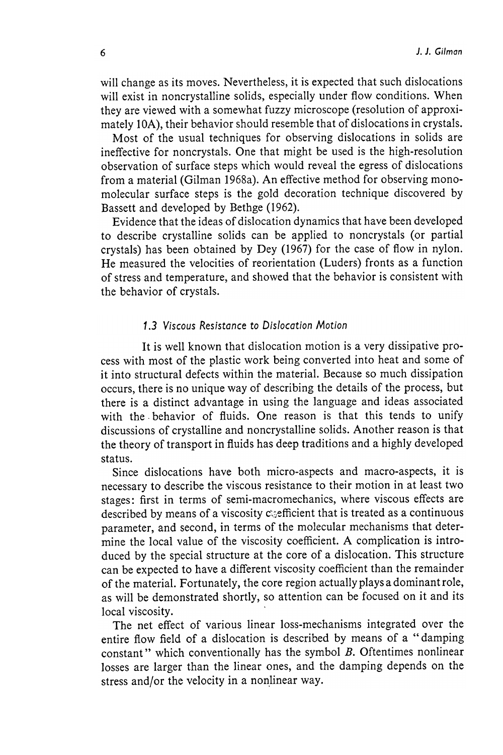will change as its moves. Nevertheless, it is expected that such dislocations will exist in noncrystalline solids, especially under flow conditions. When they are viewed with a somewhat fuzzy microscope (resolution of approximately 10A), their behavior should resemble that of dislocations in crystals.

Most of the usual techniques for observing dislocations in solids are ineffective for noncrystals. One that might be used is the high-resolution observation of surface steps which would reveal the egress of dislocations from a material (Gilman 1968a). An effective method for observing monomolecular surface steps is the gold decoration technique discovered by Bassett and developed by Bethge (1962).

Evidence that the ideas of dislocation dynamics that have been developed to describe crystalline solids can be applied to noncrystals (or partial crystals) has been obtained by Dey (1967) for the case of flow in nylon. He measured the velocities of reorientation (Luders) fronts as a function of stress and temperature, and showed that the behavior is consistent with the behavior of crystals.

### *1.3 Viscous Resistance to Dislocation Motion*

It is well known that dislocation motion is a very dissipative process with most of the plastic work being converted into heat and some of it into structural defects within the material. Because so much dissipation occurs, there is no unique way of describing the details of the process, but there is a distinct advantage in using the language and ideas associated with the behavior of fluids. One reason is that this tends to unify discussions of crystalline and noncrystalline solids. Another reason is that the theory of transport in fluids has deep traditions and a highly developed status.

Since dislocations have both micro-aspects and macro-aspects, it is necessary to describe the viscous resistance to their motion in at least two stages: first in terms of semi-macromechanics, where viscous effects are described by means of a viscosity coefficient that is treated as a continuous parameter, and second, in terms of the molecular mechanisms that determine the local value of the viscosity coefficient. A complication is introduced by the special structure at the core of a dislocation. This structure can be expected to have a different viscosity coefficient than the remainder of the material. Fortunately, the core region actually plays a dominant role, as will be demonstrated shortly, so attention can be focused on it and its local viscosity.

The net effect of various linear loss-mechanisms integrated over the entire flow field of a dislocation is described by means of a "damping constant" which conventionally has the symbol $B$. Oftentimes nonlinear losses are larger than the linear ones, and the damping depends on the stress and/or the velocity in a nonlinear way.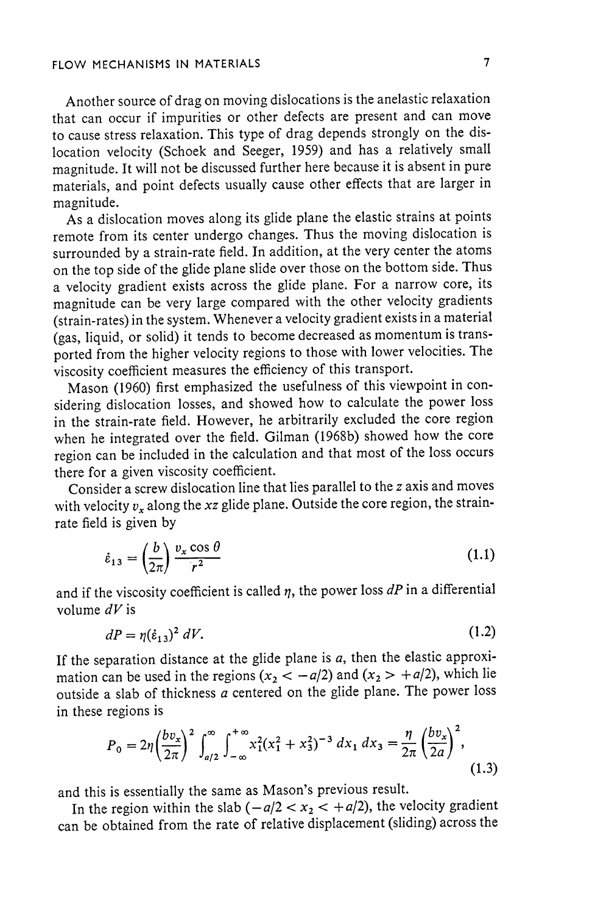Another source of drag on moving dislocations is the anelastic relaxation that can occur if impurities or other defects are present and can move to cause stress relaxation. This type of drag depends strongly on the dislocation velocity (Schoek and Seeger, 1959) and has a relatively small magnitude. It will not be discussed further here because it is absent in pure materials, and point defects usually cause other effects that are larger in magnitude.

As a dislocation moves along its glide plane the elastic strains at points remote from its center undergo changes. Thus the moving dislocation is surrounded by a strain-rate field. In addition, at the very center the atoms on the top side of the glide plane slide over those on the bottom side. Thus a velocity gradient exists across the glide plane. For a narrow core, its magnitude can be very large compared with the other velocity gradients (strain-rates) in the system. Whenever a velocity gradient exists in a material (gas, liquid, or solid) it tends to become decreased as momentum is transported from the higher velocity regions to those with lower velocities. The viscosity coefficient measures the efficiency of this transport.

Mason (1960) first emphasized the usefulness of this viewpoint in considering dislocation losses, and showed how to calculate the power loss in the strain-rate field. However, he arbitrarily excluded the core region when he integrated over the field. Gilman (1968b) showed how the core region can be included in the calculation and that most of the loss occurs there for a given viscosity coefficient.

Consider a screw dislocation line that lies parallel to the $z$ axis and moves with velocity $v_x$ along the $xz$ glide plane. Outside the core region, the strain-rate field is given by

$$\dot{\varepsilon}_{13} = \left(\frac{b}{2\pi}\right)\frac{v_x \cos\theta}{r^2} \tag{1.1}$$

and if the viscosity coefficient is called $\eta$, the power loss $dP$ in a differential volume $dV$ is

$$dP = \eta(\dot{\varepsilon}_{13})^2\, dV. \tag{1.2}$$

If the separation distance at the glide plane is $a$, then the elastic approximation can be used in the regions $(x_2 < -a/2)$ and $(x_2 > +a/2)$, which lie outside a slab of thickness $a$ centered on the glide plane. The power loss in these regions is

$$P_0 = 2\eta\left(\frac{bv_x}{2\pi}\right)^2 \int_{a/2}^{\infty}\int_{-\infty}^{+\infty} x_1^2(x_1^2 + x_3^2)^{-3}\, dx_1\, dx_3 = \frac{\eta}{2\pi}\left(\frac{bv_x}{2a}\right)^2, \tag{1.3}$$

and this is essentially the same as Mason's previous result.

In the region within the slab $(-a/2 < x_2 < +a/2)$, the velocity gradient can be obtained from the rate of relative displacement (sliding) across the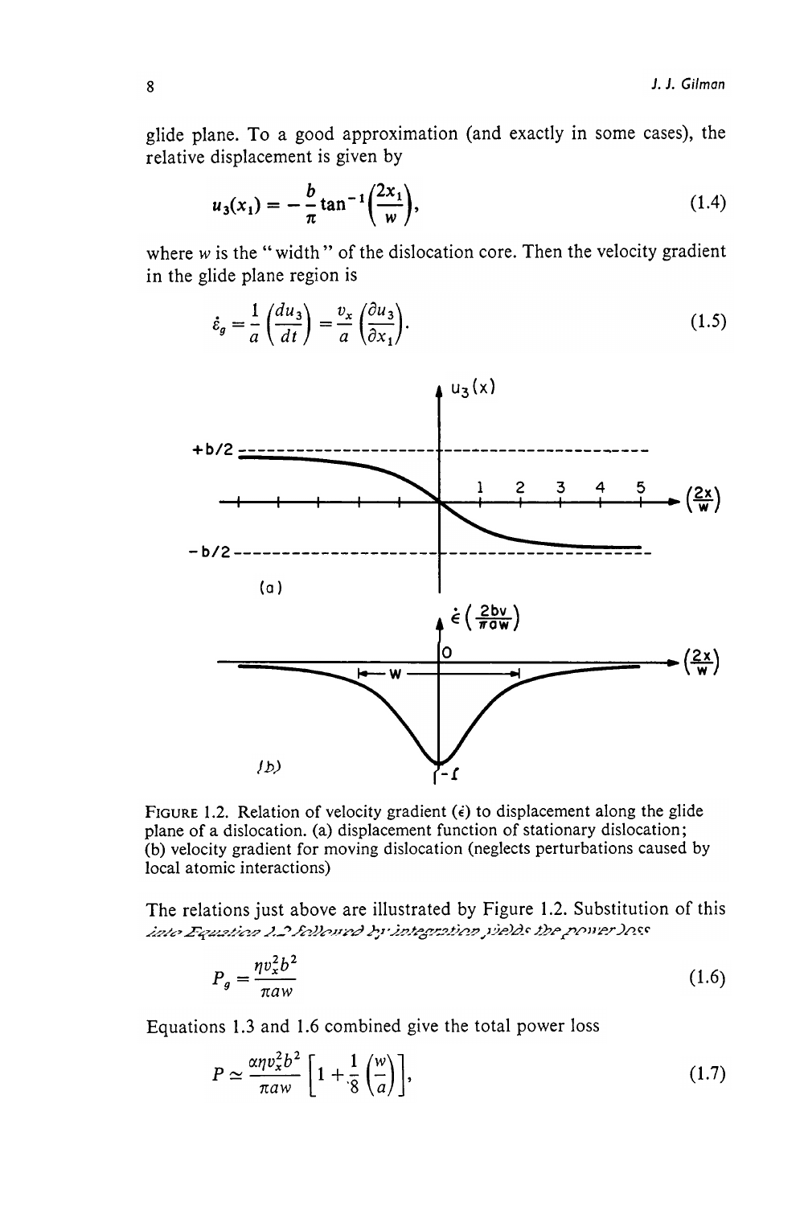glide plane. To a good approximation (and exactly in some cases), the relative displacement is given by

$$u_3(x_1) = -\frac{b}{\pi}\tan^{-1}\left(\frac{2x_1}{w}\right), \tag{1.4}$$

where $w$ is the "width" of the dislocation core. Then the velocity gradient in the glide plane region is

$$\dot{\varepsilon}_g = \frac{1}{a}\left(\frac{du_3}{dt}\right) = \frac{v_x}{a}\left(\frac{\partial u_3}{\partial x_1}\right). \tag{1.5}$$

FIGURE 1.2. Relation of velocity gradient ($\dot{\epsilon}$) to displacement along the glide plane of a dislocation. (a) displacement function of stationary dislocation; (b) velocity gradient for moving dislocation (neglects perturbations caused by local atomic interactions)

The relations just above are illustrated by Figure 1.2. Substitution of this into Equation 1.2 followed by integration yields the power loss

$$P_g = \frac{\eta v_x^2 b^2}{\pi a w} \tag{1.6}$$

Equations 1.3 and 1.6 combined give the total power loss

$$P \simeq \frac{\alpha \eta v_x^2 b^2}{\pi a w}\left[1 + \frac{1}{8}\left(\frac{w}{a}\right)\right], \tag{1.7}$$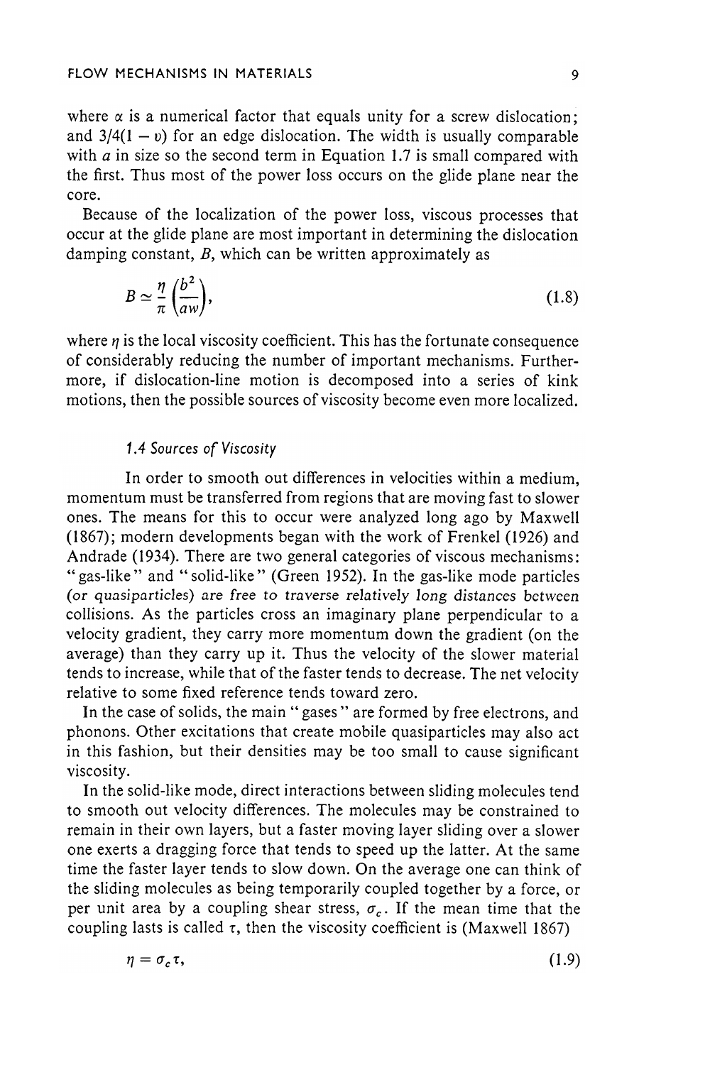where $\alpha$ is a numerical factor that equals unity for a screw dislocation; and $3/4(1 - \upsilon)$ for an edge dislocation. The width is usually comparable with $a$ in size so the second term in Equation 1.7 is small compared with the first. Thus most of the power loss occurs on the glide plane near the core.

Because of the localization of the power loss, viscous processes that occur at the glide plane are most important in determining the dislocation damping constant, $B$, which can be written approximately as

$$B \simeq \frac{\eta}{\pi}\left(\frac{b^2}{aw}\right), \tag{1.8}$$

where $\eta$ is the local viscosity coefficient. This has the fortunate consequence of considerably reducing the number of important mechanisms. Furthermore, if dislocation-line motion is decomposed into a series of kink motions, then the possible sources of viscosity become even more localized.

### *1.4 Sources of Viscosity*

In order to smooth out differences in velocities within a medium, momentum must be transferred from regions that are moving fast to slower ones. The means for this to occur were analyzed long ago by Maxwell (1867); modern developments began with the work of Frenkel (1926) and Andrade (1934). There are two general categories of viscous mechanisms: "gas-like" and "solid-like" (Green 1952). In the gas-like mode particles (or quasiparticles) are free to traverse relatively long distances between collisions. As the particles cross an imaginary plane perpendicular to a velocity gradient, they carry more momentum down the gradient (on the average) than they carry up it. Thus the velocity of the slower material tends to increase, while that of the faster tends to decrease. The net velocity relative to some fixed reference tends toward zero.

In the case of solids, the main "gases" are formed by free electrons, and phonons. Other excitations that create mobile quasiparticles may also act in this fashion, but their densities may be too small to cause significant viscosity.

In the solid-like mode, direct interactions between sliding molecules tend to smooth out velocity differences. The molecules may be constrained to remain in their own layers, but a faster moving layer sliding over a slower one exerts a dragging force that tends to speed up the latter. At the same time the faster layer tends to slow down. On the average one can think of the sliding molecules as being temporarily coupled together by a force, or per unit area by a coupling shear stress, $\sigma_c$. If the mean time that the coupling lasts is called $\tau$, then the viscosity coefficient is (Maxwell 1867)

$$\eta = \sigma_c \tau, \tag{1.9}$$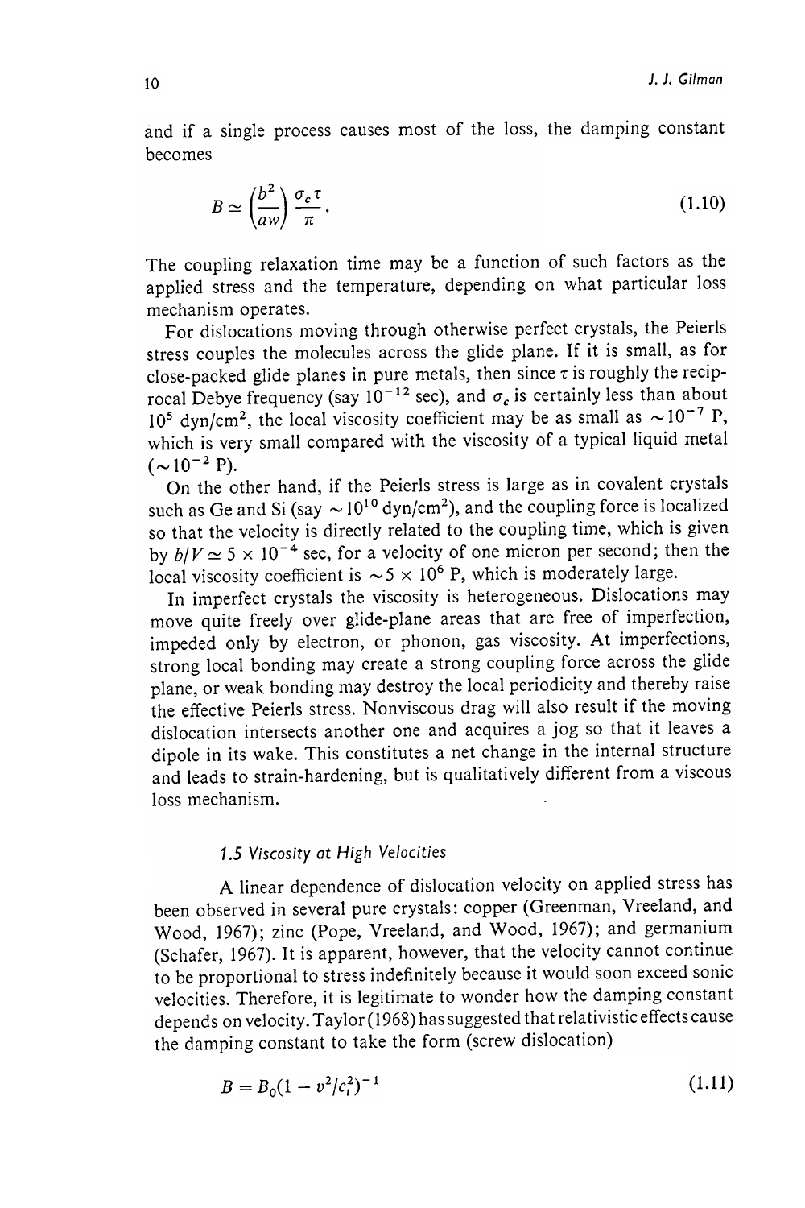and if a single process causes most of the loss, the damping constant becomes

$$B \simeq \left(\frac{b^2}{aw}\right)\frac{\sigma_c \tau}{\pi}. \tag{1.10}$$

The coupling relaxation time may be a function of such factors as the applied stress and the temperature, depending on what particular loss mechanism operates.

For dislocations moving through otherwise perfect crystals, the Peierls stress couples the molecules across the glide plane. If it is small, as for close-packed glide planes in pure metals, then since $\tau$ is roughly the reciprocal Debye frequency (say $10^{-12}$ sec), and $\sigma_c$ is certainly less than about $10^5$ dyn/cm$^2$, the local viscosity coefficient may be as small as $\sim 10^{-7}$ P, which is very small compared with the viscosity of a typical liquid metal ($\sim 10^{-2}$ P).

On the other hand, if the Peierls stress is large as in covalent crystals such as Ge and Si (say $\sim 10^{10}$ dyn/cm$^2$), and the coupling force is localized so that the velocity is directly related to the coupling time, which is given by $b/V \simeq 5 \times 10^{-4}$ sec, for a velocity of one micron per second; then the local viscosity coefficient is $\sim 5 \times 10^6$ P, which is moderately large.

In imperfect crystals the viscosity is heterogeneous. Dislocations may move quite freely over glide-plane areas that are free of imperfection, impeded only by electron, or phonon, gas viscosity. At imperfections, strong local bonding may create a strong coupling force across the glide plane, or weak bonding may destroy the local periodicity and thereby raise the effective Peierls stress. Nonviscous drag will also result if the moving dislocation intersects another one and acquires a jog so that it leaves a dipole in its wake. This constitutes a net change in the internal structure and leads to strain-hardening, but is qualitatively different from a viscous loss mechanism.

### *1.5 Viscosity at High Velocities*

A linear dependence of dislocation velocity on applied stress has been observed in several pure crystals: copper (Greenman, Vreeland, and Wood, 1967); zinc (Pope, Vreeland, and Wood, 1967); and germanium (Schafer, 1967). It is apparent, however, that the velocity cannot continue to be proportional to stress indefinitely because it would soon exceed sonic velocities. Therefore, it is legitimate to wonder how the damping constant depends on velocity. Taylor (1968) has suggested that relativistic effects cause the damping constant to take the form (screw dislocation)

$$B = B_0(1 - v^2/c_t^2)^{-1} \tag{1.11}$$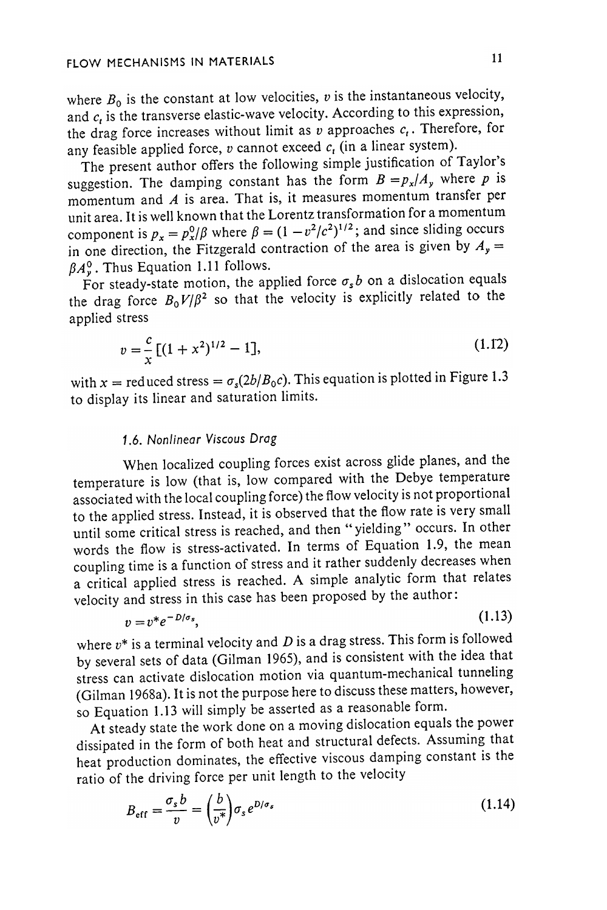where $B_0$ is the constant at low velocities, $v$ is the instantaneous velocity, and $c_t$ is the transverse elastic-wave velocity. According to this expression, the drag force increases without limit as $v$ approaches $c_t$. Therefore, for any feasible applied force, $v$ cannot exceed $c_t$ (in a linear system).

The present author offers the following simple justification of Taylor's suggestion. The damping constant has the form $B = p_x/A_y$ where $p$ is momentum and $A$ is area. That is, it measures momentum transfer per unit area. It is well known that the Lorentz transformation for a momentum component is $p_x = p_x^0/\beta$ where $\beta = (1 - v^2/c^2)^{1/2}$; and since sliding occurs in one direction, the Fitzgerald contraction of the area is given by $A_y = \beta A_y^0$. Thus Equation 1.11 follows.

For steady-state motion, the applied force $\sigma_s b$ on a dislocation equals the drag force $B_0 V/\beta^2$ so that the velocity is explicitly related to the applied stress

$$v = \frac{c}{x}[(1 + x^2)^{1/2} - 1], \tag{1.12}$$

with $x$ = reduced stress = $\sigma_s(2b/B_0 c)$. This equation is plotted in Figure 1.3 to display its linear and saturation limits.

### 1.6. *Nonlinear Viscous Drag*

When localized coupling forces exist across glide planes, and the temperature is low (that is, low compared with the Debye temperature associated with the local coupling force) the flow velocity is not proportional to the applied stress. Instead, it is observed that the flow rate is very small until some critical stress is reached, and then "yielding" occurs. In other words the flow is stress-activated. In terms of Equation 1.9, the mean coupling time is a function of stress and it rather suddenly decreases when a critical applied stress is reached. A simple analytic form that relates velocity and stress in this case has been proposed by the author:

$$v = v^* e^{-D/\sigma_s}, \tag{1.13}$$

where $v^*$ is a terminal velocity and $D$ is a drag stress. This form is followed by several sets of data (Gilman 1965), and is consistent with the idea that stress can activate dislocation motion via quantum-mechanical tunneling (Gilman 1968a). It is not the purpose here to discuss these matters, however, so Equation 1.13 will simply be asserted as a reasonable form.

At steady state the work done on a moving dislocation equals the power dissipated in the form of both heat and structural defects. Assuming that heat production dominates, the effective viscous damping constant is the ratio of the driving force per unit length to the velocity

$$B_{\text{eff}} = \frac{\sigma_s b}{v} = \left(\frac{b}{v^*}\right)\sigma_s e^{D/\sigma_s} \tag{1.14}$$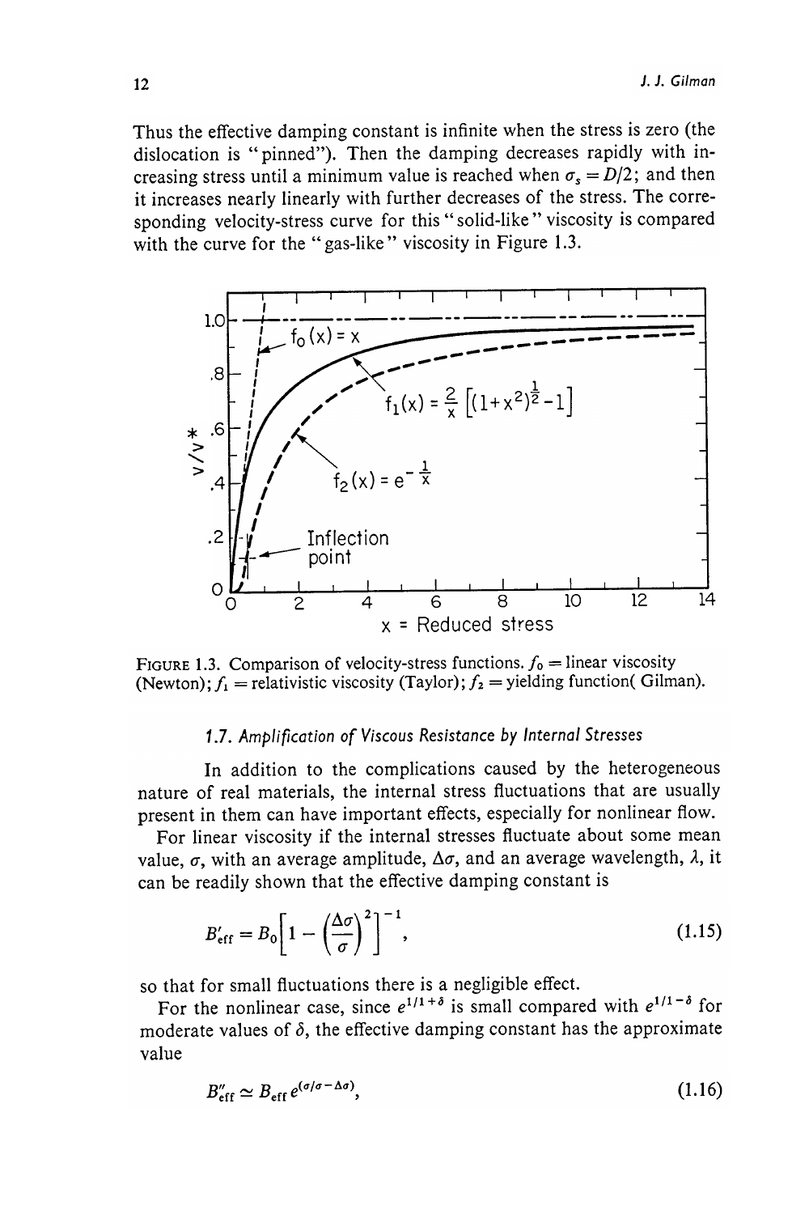Thus the effective damping constant is infinite when the stress is zero (the dislocation is "pinned"). Then the damping decreases rapidly with increasing stress until a minimum value is reached when $\sigma_s = D/2$; and then it increases nearly linearly with further decreases of the stress. The corresponding velocity-stress curve for this "solid-like" viscosity is compared with the curve for the "gas-like" viscosity in Figure 1.3.

FIGURE 1.3. Comparison of velocity-stress functions. $f_0$ = linear viscosity (Newton); $f_1$ = relativistic viscosity (Taylor); $f_2$ = yielding function( Gilman).

### 1.7. *Amplification of Viscous Resistance by Internal Stresses*

In addition to the complications caused by the heterogeneous nature of real materials, the internal stress fluctuations that are usually present in them can have important effects, especially for nonlinear flow.

For linear viscosity if the internal stresses fluctuate about some mean value, $\sigma$, with an average amplitude, $\Delta\sigma$, and an average wavelength, $\lambda$, it can be readily shown that the effective damping constant is

$$B'_{\text{eff}} = B_0 \left[ 1 - \left( \frac{\Delta\sigma}{\sigma} \right)^2 \right]^{-1}, \tag{1.15}$$

so that for small fluctuations there is a negligible effect.

For the nonlinear case, since $e^{1/1+\delta}$ is small compared with $e^{1/1-\delta}$ for moderate values of $\delta$, the effective damping constant has the approximate value

$$B''_{\text{eff}} \simeq B_{\text{eff}}\, e^{(\sigma/\sigma - \Delta\sigma)}, \tag{1.16}$$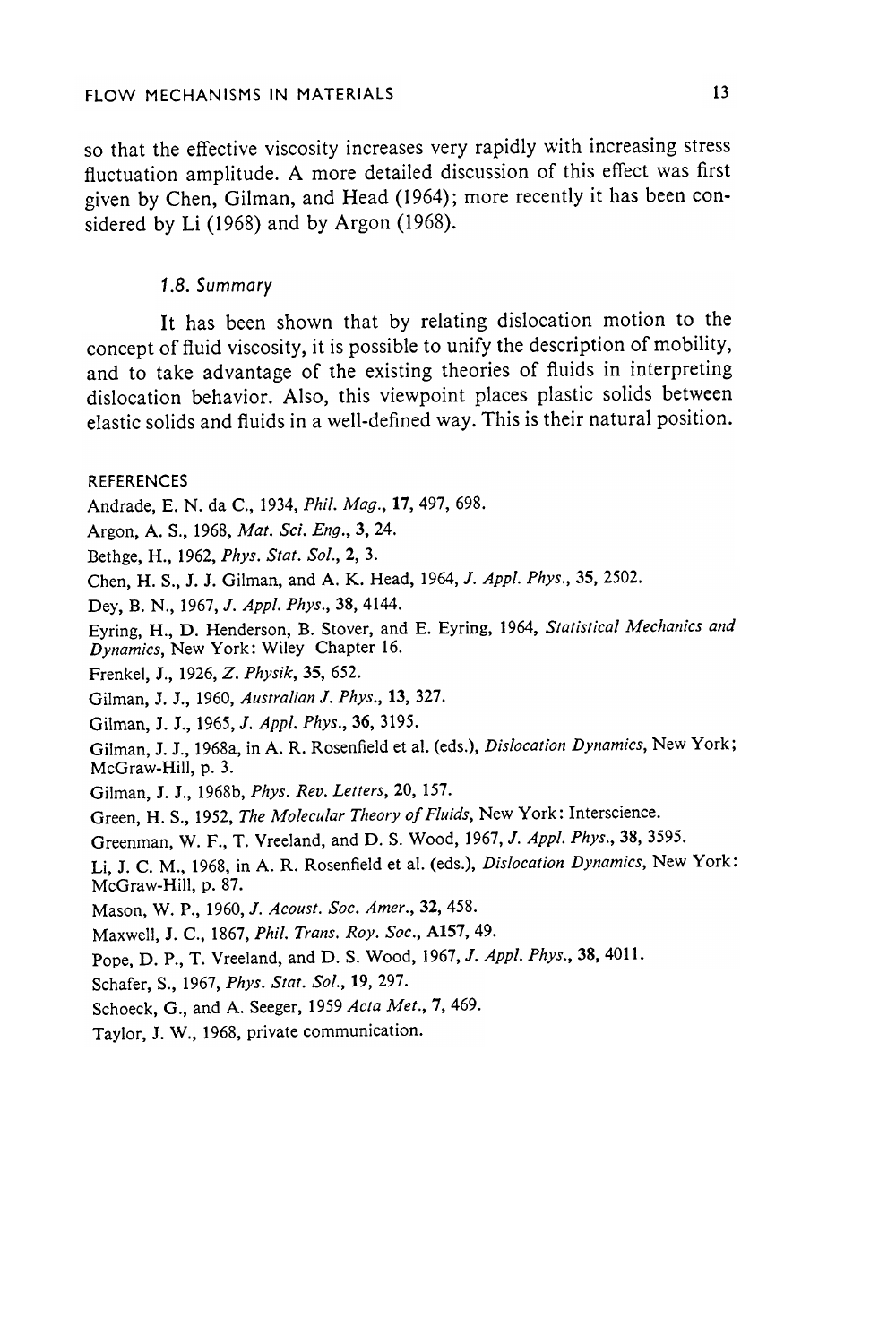so that the effective viscosity increases very rapidly with increasing stress fluctuation amplitude. A more detailed discussion of this effect was first given by Chen, Gilman, and Head (1964); more recently it has been considered by Li (1968) and by Argon (1968).

### *1.8. Summary*

It has been shown that by relating dislocation motion to the concept of fluid viscosity, it is possible to unify the description of mobility, and to take advantage of the existing theories of fluids in interpreting dislocation behavior. Also, this viewpoint places plastic solids between elastic solids and fluids in a well-defined way. This is their natural position.

## REFERENCES

Andrade, E. N. da C., 1934, *Phil. Mag.*, **17**, 497, 698.

Argon, A. S., 1968, *Mat. Sci. Eng.*, **3**, 24.

Bethge, H., 1962, *Phys. Stat. Sol.*, **2**, 3.

Chen, H. S., J. J. Gilman, and A. K. Head, 1964, *J. Appl. Phys.*, **35**, 2502.

Dey, B. N., 1967, *J. Appl. Phys.*, **38**, 4144.

Eyring, H., D. Henderson, B. Stover, and E. Eyring, 1964, *Statistical Mechanics and Dynamics*, New York: Wiley Chapter 16.

Frenkel, J., 1926, *Z. Physik*, **35**, 652.

Gilman, J. J., 1960, *Australian J. Phys.*, **13**, 327.

Gilman, J. J., 1965, *J. Appl. Phys.*, **36**, 3195.

Gilman, J. J., 1968a, in A. R. Rosenfield et al. (eds.), *Dislocation Dynamics*, New York; McGraw-Hill, p. 3.

Gilman, J. J., 1968b, *Phys. Rev. Letters*, **20**, 157.

Green, H. S., 1952, *The Molecular Theory of Fluids*, New York: Interscience.

Greenman, W. F., T. Vreeland, and D. S. Wood, 1967, *J. Appl. Phys.*, **38**, 3595.

Li, J. C. M., 1968, in A. R. Rosenfield et al. (eds.), *Dislocation Dynamics*, New York: McGraw-Hill, p. 87.

Mason, W. P., 1960, *J. Acoust. Soc. Amer.*, **32**, 458.

Maxwell, J. C., 1867, *Phil. Trans. Roy. Soc.*, **A157**, 49.

Pope, D. P., T. Vreeland, and D. S. Wood, 1967, *J. Appl. Phys.*, **38**, 4011.

Schafer, S., 1967, *Phys. Stat. Sol.*, **19**, 297.

Schoeck, G., and A. Seeger, 1959 *Acta Met.*, **7**, 469.

Taylor, J. W., 1968, private communication.